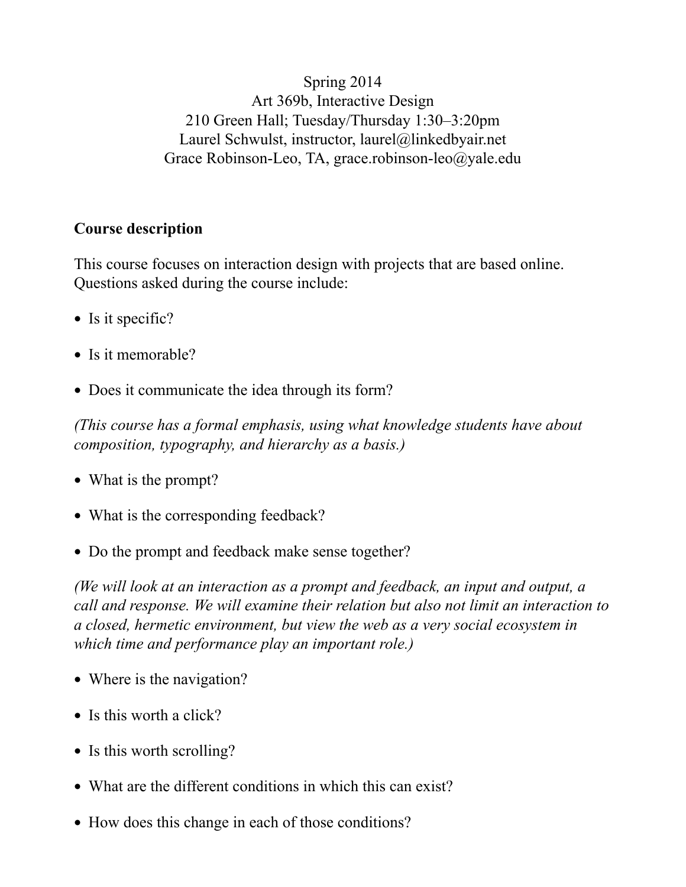Spring 2014
Art 369b, Interactive Design
210 Green Hall; Tuesday/Thursday 1:30–3:20pm
Laurel Schwulst, instructor, laurel@linkedbyair.net
Grace Robinson-Leo, TA, grace.robinson-leo@yale.edu

## Course description

This course focuses on interaction design with projects that are based online. Questions asked during the course include:

- Is it specific?
- Is it memorable?
- Does it communicate the idea through its form?

*(This course has a formal emphasis, using what knowledge students have about composition, typography, and hierarchy as a basis.)*

- What is the prompt?
- What is the corresponding feedback?
- Do the prompt and feedback make sense together?

*(We will look at an interaction as a prompt and feedback, an input and output, a call and response. We will examine their relation but also not limit an interaction to a closed, hermetic environment, but view the web as a very social ecosystem in which time and performance play an important role.)*

- Where is the navigation?
- Is this worth a click?
- Is this worth scrolling?
- What are the different conditions in which this can exist?
- How does this change in each of those conditions?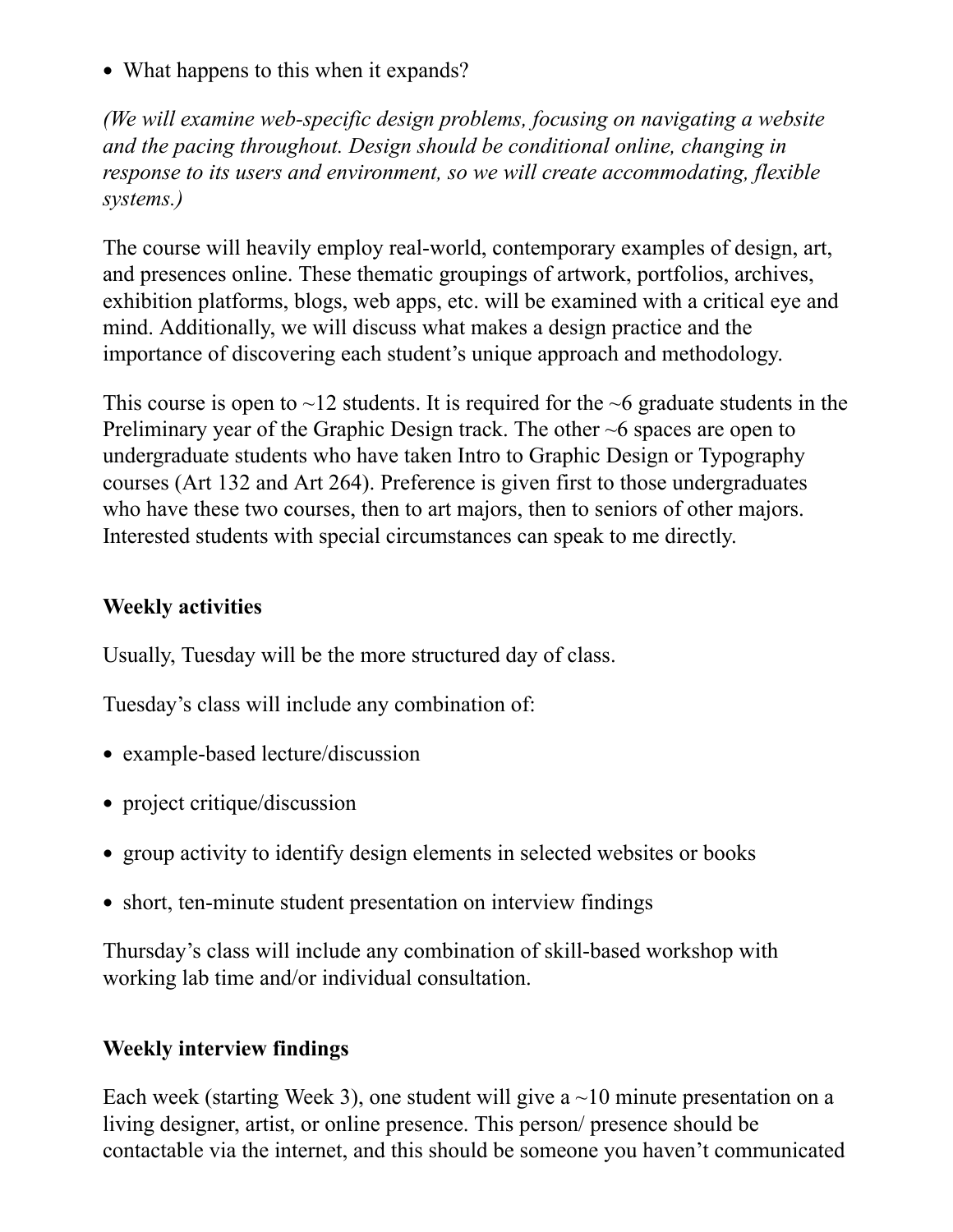- What happens to this when it expands?

*(We will examine web-specific design problems, focusing on navigating a website and the pacing throughout. Design should be conditional online, changing in response to its users and environment, so we will create accommodating, flexible systems.)*

The course will heavily employ real-world, contemporary examples of design, art, and presences online. These thematic groupings of artwork, portfolios, archives, exhibition platforms, blogs, web apps, etc. will be examined with a critical eye and mind. Additionally, we will discuss what makes a design practice and the importance of discovering each student's unique approach and methodology.

This course is open to ~12 students. It is required for the ~6 graduate students in the Preliminary year of the Graphic Design track. The other ~6 spaces are open to undergraduate students who have taken Intro to Graphic Design or Typography courses (Art 132 and Art 264). Preference is given first to those undergraduates who have these two courses, then to art majors, then to seniors of other majors. Interested students with special circumstances can speak to me directly.

### Weekly activities

Usually, Tuesday will be the more structured day of class.

Tuesday's class will include any combination of:

- example-based lecture/discussion
- project critique/discussion
- group activity to identify design elements in selected websites or books
- short, ten-minute student presentation on interview findings

Thursday's class will include any combination of skill-based workshop with working lab time and/or individual consultation.

### Weekly interview findings

Each week (starting Week 3), one student will give a ~10 minute presentation on a living designer, artist, or online presence. This person/ presence should be contactable via the internet, and this should be someone you haven't communicated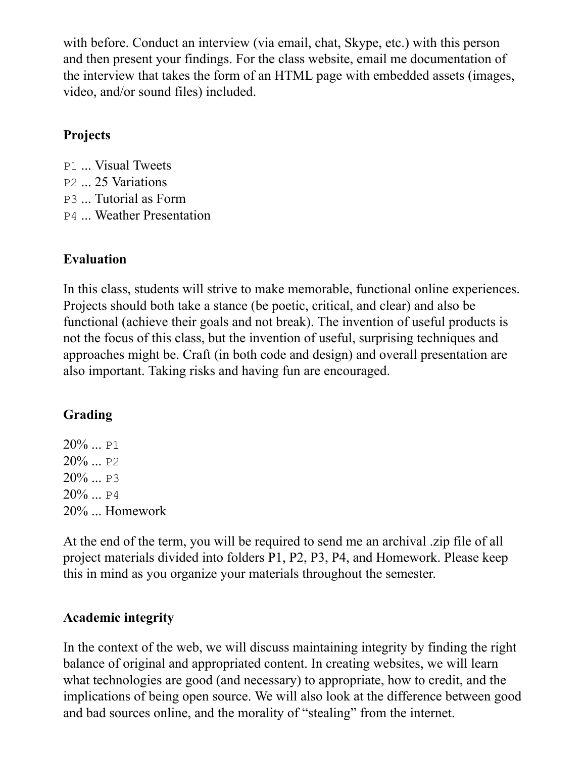with before. Conduct an interview (via email, chat, Skype, etc.) with this person and then present your findings. For the class website, email me documentation of the interview that takes the form of an HTML page with embedded assets (images, video, and/or sound files) included.

**Projects**

`P1` ... Visual Tweets
`P2` ... 25 Variations
`P3` ... Tutorial as Form
`P4` ... Weather Presentation

**Evaluation**

In this class, students will strive to make memorable, functional online experiences. Projects should both take a stance (be poetic, critical, and clear) and also be functional (achieve their goals and not break). The invention of useful products is not the focus of this class, but the invention of useful, surprising techniques and approaches might be. Craft (in both code and design) and overall presentation are also important. Taking risks and having fun are encouraged.

**Grading**

20% ... `P1`
20% ... `P2`
20% ... `P3`
20% ... `P4`
20% ... Homework

At the end of the term, you will be required to send me an archival .zip file of all project materials divided into folders P1, P2, P3, P4, and Homework. Please keep this in mind as you organize your materials throughout the semester.

**Academic integrity**

In the context of the web, we will discuss maintaining integrity by finding the right balance of original and appropriated content. In creating websites, we will learn what technologies are good (and necessary) to appropriate, how to credit, and the implications of being open source. We will also look at the difference between good and bad sources online, and the morality of "stealing" from the internet.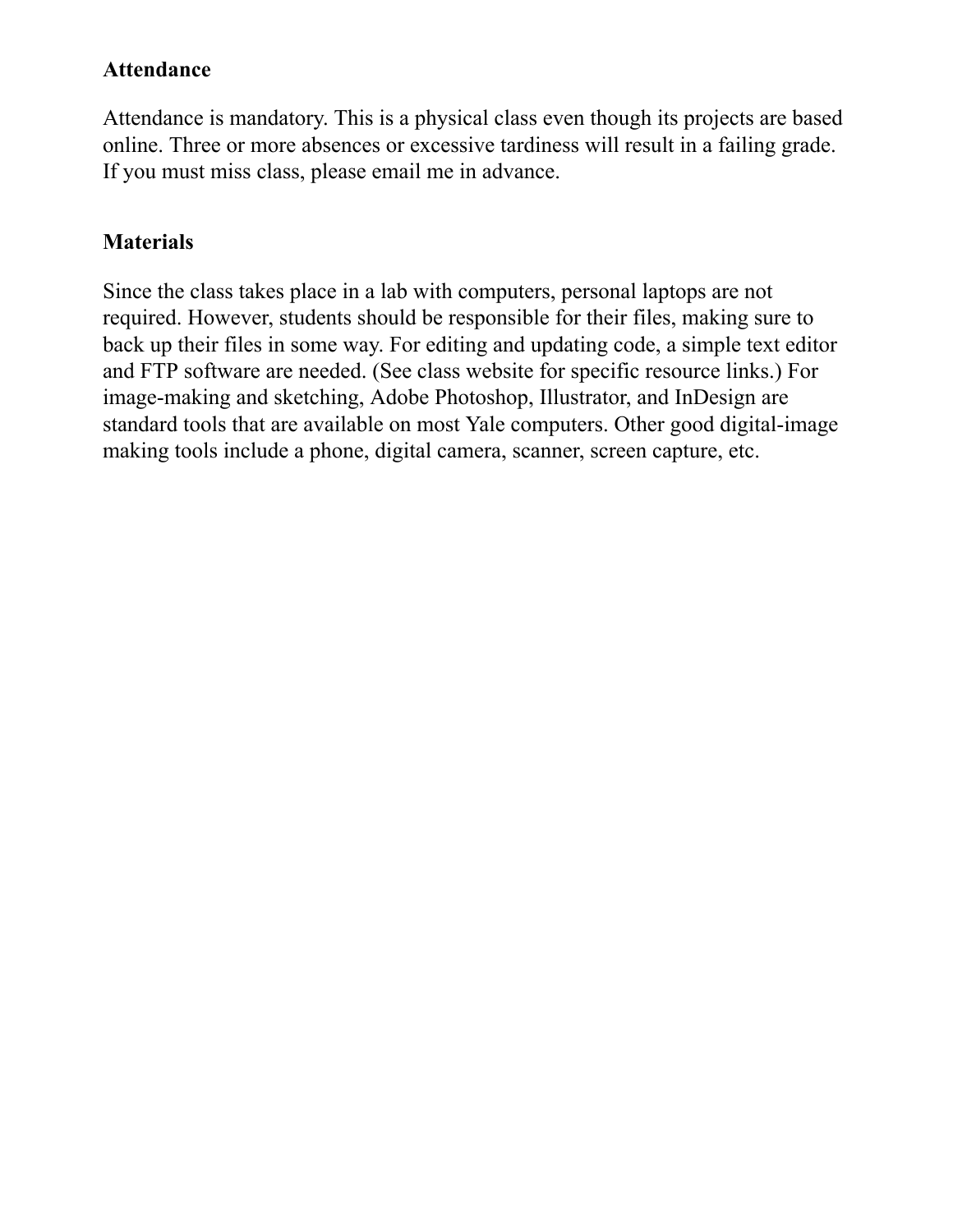**Attendance**

Attendance is mandatory. This is a physical class even though its projects are based online. Three or more absences or excessive tardiness will result in a failing grade. If you must miss class, please email me in advance.

**Materials**

Since the class takes place in a lab with computers, personal laptops are not required. However, students should be responsible for their files, making sure to back up their files in some way. For editing and updating code, a simple text editor and FTP software are needed. (See class website for specific resource links.) For image-making and sketching, Adobe Photoshop, Illustrator, and InDesign are standard tools that are available on most Yale computers. Other good digital-image making tools include a phone, digital camera, scanner, screen capture, etc.